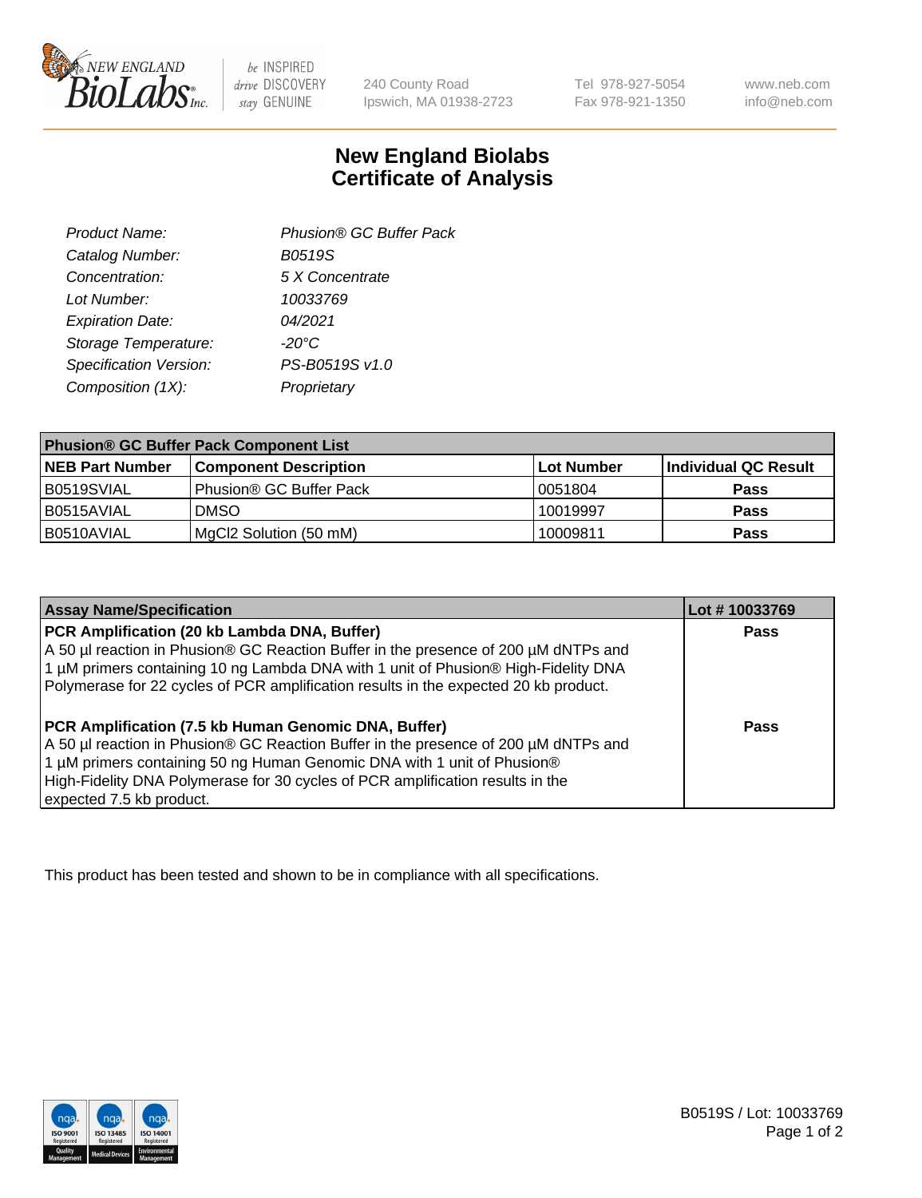# New England Biolabs
## Certificate of Analysis

| | |
|---|---|
| *Product Name:* | *Phusion® GC Buffer Pack* |
| *Catalog Number:* | *B0519S* |
| *Concentration:* | *5 X Concentrate* |
| *Lot Number:* | *10033769* |
| *Expiration Date:* | *04/2021* |
| *Storage Temperature:* | *-20°C* |
| *Specification Version:* | *PS-B0519S v1.0* |
| *Composition (1X):* | *Proprietary* |

**Phusion® GC Buffer Pack Component List**

| NEB Part Number | Component Description | Lot Number | Individual QC Result |
|---|---|---|---|
| B0519SVIAL | Phusion® GC Buffer Pack | 0051804 | **Pass** |
| B0515AVIAL | DMSO | 10019997 | **Pass** |
| B0510AVIAL | MgCl2 Solution (50 mM) | 10009811 | **Pass** |

| Assay Name/Specification | Lot # 10033769 |
|---|---|
| **PCR Amplification (20 kb Lambda DNA, Buffer)** A 50 µl reaction in Phusion® GC Reaction Buffer in the presence of 200 µM dNTPs and 1 µM primers containing 10 ng Lambda DNA with 1 unit of Phusion® High-Fidelity DNA Polymerase for 22 cycles of PCR amplification results in the expected 20 kb product. | **Pass** |
| **PCR Amplification (7.5 kb Human Genomic DNA, Buffer)** A 50 µl reaction in Phusion® GC Reaction Buffer in the presence of 200 µM dNTPs and 1 µM primers containing 50 ng Human Genomic DNA with 1 unit of Phusion® High-Fidelity DNA Polymerase for 30 cycles of PCR amplification results in the expected 7.5 kb product. | **Pass** |

This product has been tested and shown to be in compliance with all specifications.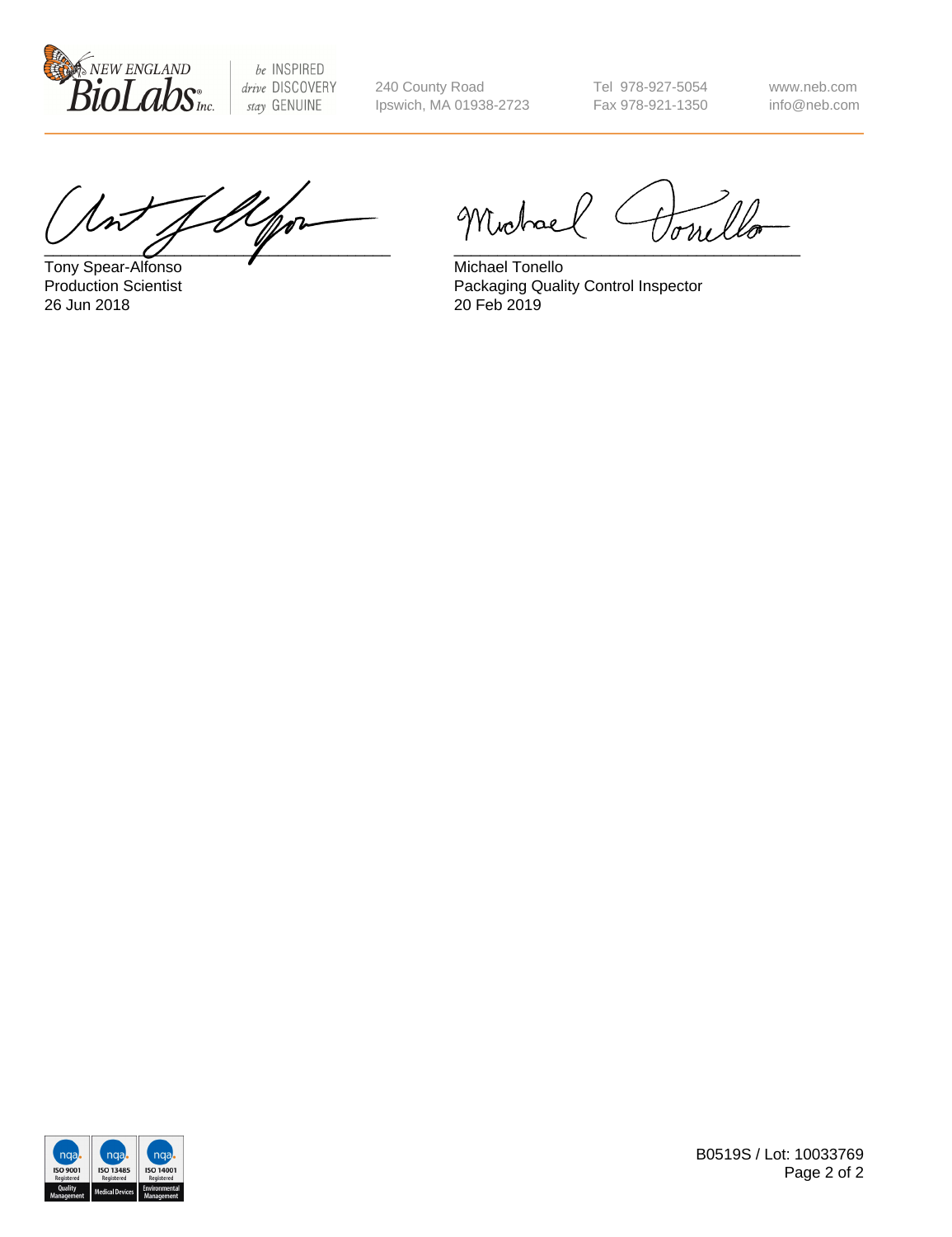be INSPIRED
drive DISCOVERY
stay GENUINE

240 County Road
Ipswich, MA 01938-2723

Tel 978-927-5054
Fax 978-921-1350

www.neb.com
info@neb.com

Tony Spear-Alfonso
Production Scientist
26 Jun 2018

Michael Tonello
Packaging Quality Control Inspector
20 Feb 2019

B0519S / Lot: 10033769